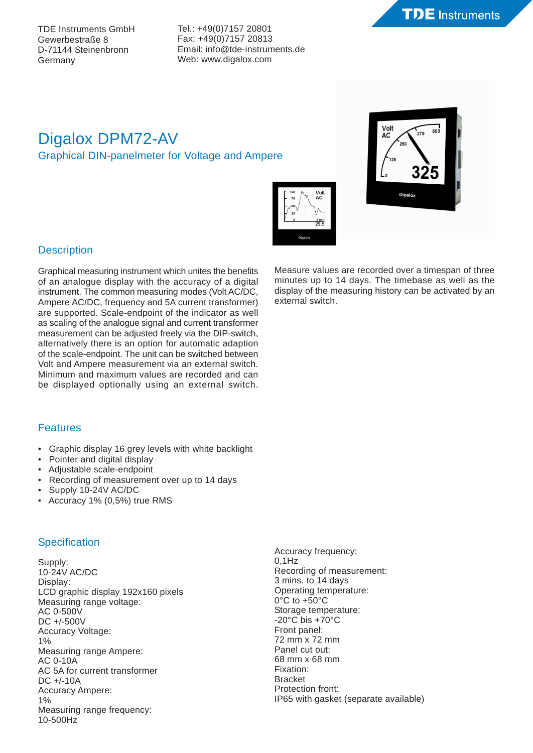TDE Instruments GmbH
Gewerbestraße 8
D-71144 Steinenbronn
Germany

Tel.: +49(0)7157 20801
Fax: +49(0)7157 20813
Email: info@tde-instruments.de
Web: www.digalox.com

# Digalox DPM72-AV

## Graphical DIN-panelmeter for Voltage and Ampere

## Description

Graphical measuring instrument which unites the benefits of an analogue display with the accuracy of a digital instrument. The common measuring modes (Volt AC/DC, Ampere AC/DC, frequency and 5A current transformer) are supported. Scale-endpoint of the indicator as well as scaling of the analogue signal and current transformer measurement can be adjusted freely via the DIP-switch, alternatively there is an option for automatic adaption of the scale-endpoint. The unit can be switched between Volt and Ampere measurement via an external switch. Minimum and maximum values are recorded and can be displayed optionally using an external switch.

Measure values are recorded over a timespan of three minutes up to 14 days. The timebase as well as the display of the measuring history can be activated by an external switch.

## Features

- Graphic display 16 grey levels with white backlight
- Pointer and digital display
- Adjustable scale-endpoint
- Recording of measurement over up to 14 days
- Supply 10-24V AC/DC
- Accuracy 1% (0,5%) true RMS

## Specification

Supply:
10-24V AC/DC
Display:
LCD graphic display 192x160 pixels
Measuring range voltage:
AC 0-500V
DC +/-500V
Accuracy Voltage:
1%
Measuring range Ampere:
AC 0-10A
AC 5A for current transformer
DC +/-10A
Accuracy Ampere:
1%
Measuring range frequency:
10-500Hz
Accuracy frequency:
0,1Hz
Recording of measurement:
3 mins. to 14 days
Operating temperature:
0°C to +50°C
Storage temperature:
-20°C bis +70°C
Front panel:
72 mm x 72 mm
Panel cut out:
68 mm x 68 mm
Fixation:
Bracket
Protection front:
IP65 with gasket (separate available)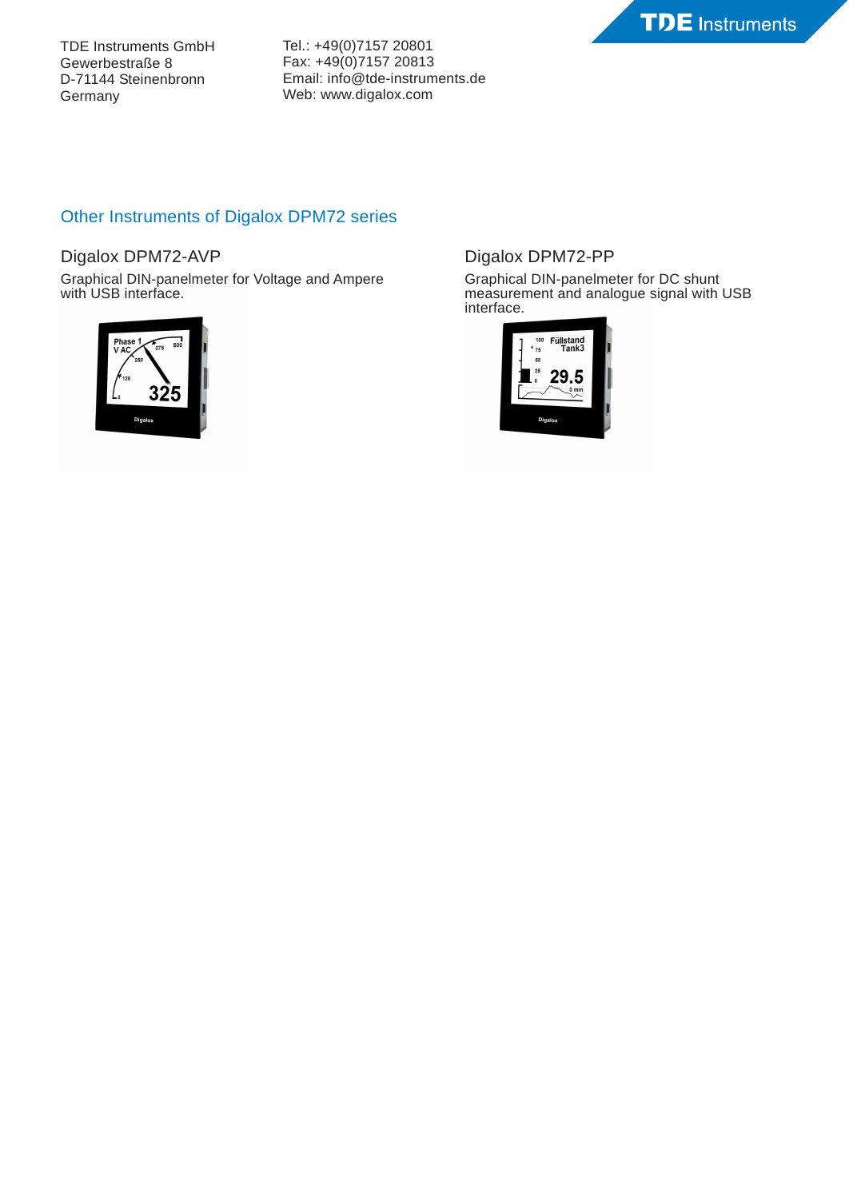TDE Instruments GmbH
Gewerbestraße 8
D-71144 Steinenbronn
Germany

Tel.: +49(0)7157 20801
Fax: +49(0)7157 20813
Email: info@tde-instruments.de
Web: www.digalox.com

## Other Instruments of Digalox DPM72 series

### Digalox DPM72-AVP

Graphical DIN-panelmeter for Voltage and Ampere with USB interface.

### Digalox DPM72-PP

Graphical DIN-panelmeter for DC shunt measurement and analogue signal with USB interface.